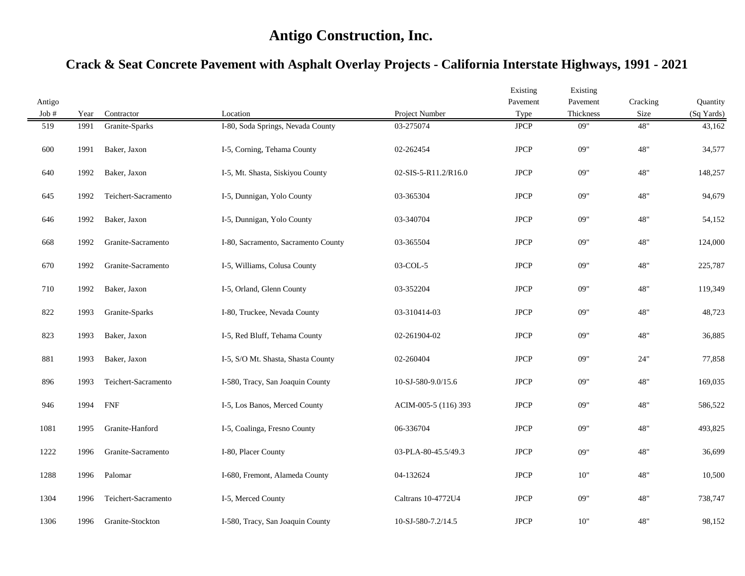# Antigo Construction, Inc.

## Crack & Seat Concrete Pavement with Asphalt Overlay Projects - California Interstate Highways, 1991 - 2021

| Antigo Job # | Year | Contractor | Location | Project Number | Existing Pavement Type | Existing Pavement Thickness | Cracking Size | Quantity (Sq Yards) |
|---|---|---|---|---|---|---|---|---|
| 519 | 1991 | Granite-Sparks | I-80, Soda Springs, Nevada County | 03-275074 | JPCP | 09" | 48" | 43,162 |
| 600 | 1991 | Baker, Jaxon | I-5, Corning, Tehama County | 02-262454 | JPCP | 09" | 48" | 34,577 |
| 640 | 1992 | Baker, Jaxon | I-5, Mt. Shasta, Siskiyou County | 02-SIS-5-R11.2/R16.0 | JPCP | 09" | 48" | 148,257 |
| 645 | 1992 | Teichert-Sacramento | I-5, Dunnigan, Yolo County | 03-365304 | JPCP | 09" | 48" | 94,679 |
| 646 | 1992 | Baker, Jaxon | I-5, Dunnigan, Yolo County | 03-340704 | JPCP | 09" | 48" | 54,152 |
| 668 | 1992 | Granite-Sacramento | I-80, Sacramento, Sacramento County | 03-365504 | JPCP | 09" | 48" | 124,000 |
| 670 | 1992 | Granite-Sacramento | I-5, Williams, Colusa County | 03-COL-5 | JPCP | 09" | 48" | 225,787 |
| 710 | 1992 | Baker, Jaxon | I-5, Orland, Glenn County | 03-352204 | JPCP | 09" | 48" | 119,349 |
| 822 | 1993 | Granite-Sparks | I-80, Truckee, Nevada County | 03-310414-03 | JPCP | 09" | 48" | 48,723 |
| 823 | 1993 | Baker, Jaxon | I-5, Red Bluff, Tehama County | 02-261904-02 | JPCP | 09" | 48" | 36,885 |
| 881 | 1993 | Baker, Jaxon | I-5, S/O Mt. Shasta, Shasta County | 02-260404 | JPCP | 09" | 24" | 77,858 |
| 896 | 1993 | Teichert-Sacramento | I-580, Tracy, San Joaquin County | 10-SJ-580-9.0/15.6 | JPCP | 09" | 48" | 169,035 |
| 946 | 1994 | FNF | I-5, Los Banos, Merced County | ACIM-005-5 (116) 393 | JPCP | 09" | 48" | 586,522 |
| 1081 | 1995 | Granite-Hanford | I-5, Coalinga, Fresno County | 06-336704 | JPCP | 09" | 48" | 493,825 |
| 1222 | 1996 | Granite-Sacramento | I-80, Placer County | 03-PLA-80-45.5/49.3 | JPCP | 09" | 48" | 36,699 |
| 1288 | 1996 | Palomar | I-680, Fremont, Alameda County | 04-132624 | JPCP | 10" | 48" | 10,500 |
| 1304 | 1996 | Teichert-Sacramento | I-5, Merced County | Caltrans 10-4772U4 | JPCP | 09" | 48" | 738,747 |
| 1306 | 1996 | Granite-Stockton | I-580, Tracy, San Joaquin County | 10-SJ-580-7.2/14.5 | JPCP | 10" | 48" | 98,152 |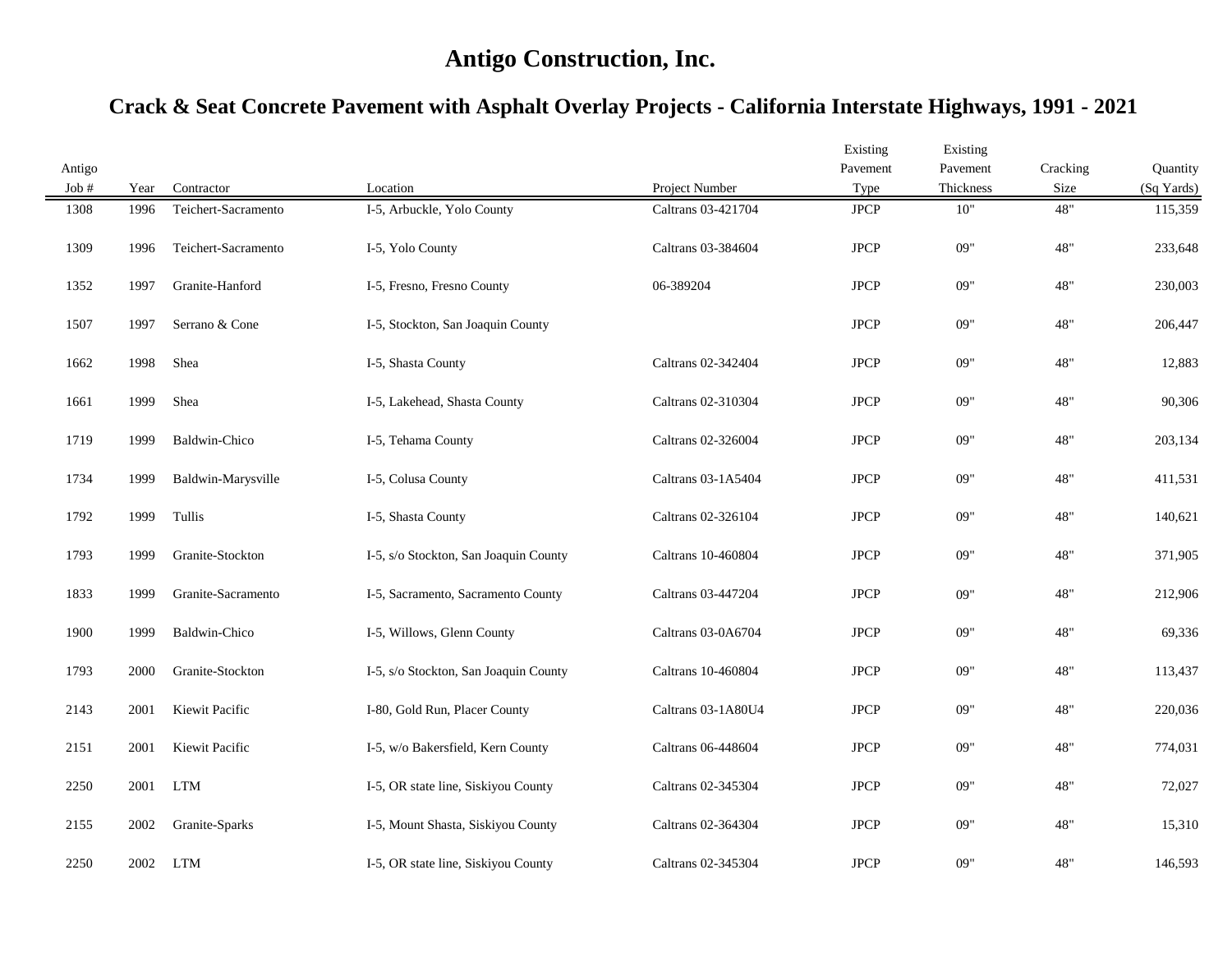# Antigo Construction, Inc.

## Crack & Seat Concrete Pavement with Asphalt Overlay Projects - California Interstate Highways, 1991 - 2021

| Antigo Job # | Year | Contractor | Location | Project Number | Existing Pavement Type | Existing Pavement Thickness | Cracking Size | Quantity (Sq Yards) |
|---|---|---|---|---|---|---|---|---|
| 1308 | 1996 | Teichert-Sacramento | I-5, Arbuckle, Yolo County | Caltrans 03-421704 | JPCP | 10" | 48" | 115,359 |
| 1309 | 1996 | Teichert-Sacramento | I-5, Yolo County | Caltrans 03-384604 | JPCP | 09" | 48" | 233,648 |
| 1352 | 1997 | Granite-Hanford | I-5, Fresno, Fresno County | 06-389204 | JPCP | 09" | 48" | 230,003 |
| 1507 | 1997 | Serrano & Cone | I-5, Stockton, San Joaquin County | | JPCP | 09" | 48" | 206,447 |
| 1662 | 1998 | Shea | I-5, Shasta County | Caltrans 02-342404 | JPCP | 09" | 48" | 12,883 |
| 1661 | 1999 | Shea | I-5, Lakehead, Shasta County | Caltrans 02-310304 | JPCP | 09" | 48" | 90,306 |
| 1719 | 1999 | Baldwin-Chico | I-5, Tehama County | Caltrans 02-326004 | JPCP | 09" | 48" | 203,134 |
| 1734 | 1999 | Baldwin-Marysville | I-5, Colusa County | Caltrans 03-1A5404 | JPCP | 09" | 48" | 411,531 |
| 1792 | 1999 | Tullis | I-5, Shasta County | Caltrans 02-326104 | JPCP | 09" | 48" | 140,621 |
| 1793 | 1999 | Granite-Stockton | I-5, s/o Stockton, San Joaquin County | Caltrans 10-460804 | JPCP | 09" | 48" | 371,905 |
| 1833 | 1999 | Granite-Sacramento | I-5, Sacramento, Sacramento County | Caltrans 03-447204 | JPCP | 09" | 48" | 212,906 |
| 1900 | 1999 | Baldwin-Chico | I-5, Willows, Glenn County | Caltrans 03-0A6704 | JPCP | 09" | 48" | 69,336 |
| 1793 | 2000 | Granite-Stockton | I-5, s/o Stockton, San Joaquin County | Caltrans 10-460804 | JPCP | 09" | 48" | 113,437 |
| 2143 | 2001 | Kiewit Pacific | I-80, Gold Run, Placer County | Caltrans 03-1A80U4 | JPCP | 09" | 48" | 220,036 |
| 2151 | 2001 | Kiewit Pacific | I-5, w/o Bakersfield, Kern County | Caltrans 06-448604 | JPCP | 09" | 48" | 774,031 |
| 2250 | 2001 | LTM | I-5, OR state line, Siskiyou County | Caltrans 02-345304 | JPCP | 09" | 48" | 72,027 |
| 2155 | 2002 | Granite-Sparks | I-5, Mount Shasta, Siskiyou County | Caltrans 02-364304 | JPCP | 09" | 48" | 15,310 |
| 2250 | 2002 | LTM | I-5, OR state line, Siskiyou County | Caltrans 02-345304 | JPCP | 09" | 48" | 146,593 |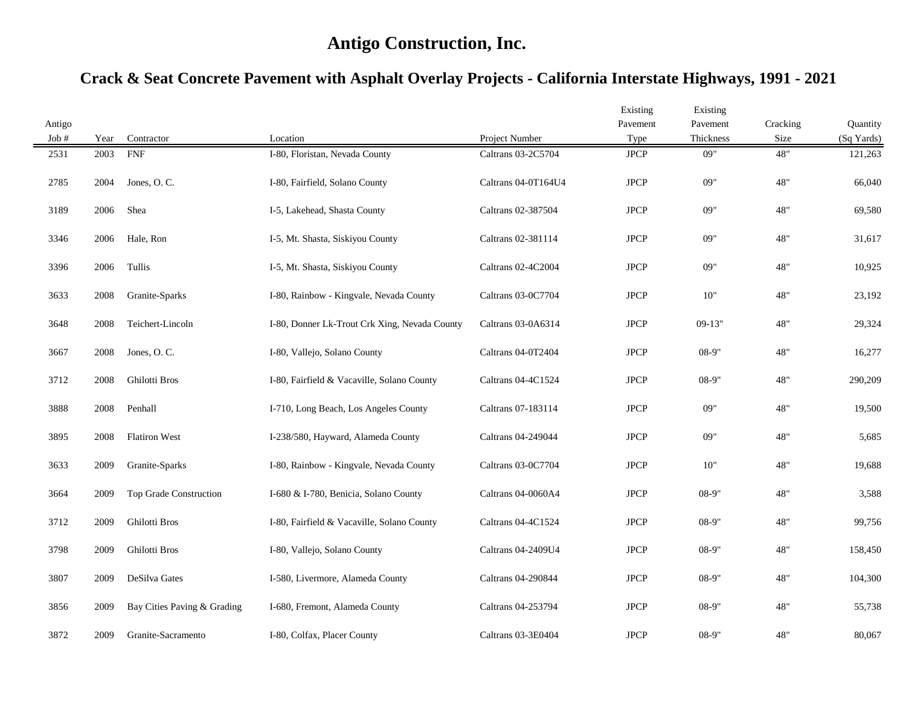# Antigo Construction, Inc.

## Crack & Seat Concrete Pavement with Asphalt Overlay Projects - California Interstate Highways, 1991 - 2021

| Antigo Job # | Year | Contractor | Location | Project Number | Existing Pavement Type | Existing Pavement Thickness | Cracking Size | Quantity (Sq Yards) |
|---|---|---|---|---|---|---|---|---|
| 2531 | 2003 | FNF | I-80, Floristan, Nevada County | Caltrans 03-2C5704 | JPCP | 09" | 48" | 121,263 |
| 2785 | 2004 | Jones, O. C. | I-80, Fairfield, Solano County | Caltrans 04-0T164U4 | JPCP | 09" | 48" | 66,040 |
| 3189 | 2006 | Shea | I-5, Lakehead, Shasta County | Caltrans 02-387504 | JPCP | 09" | 48" | 69,580 |
| 3346 | 2006 | Hale, Ron | I-5, Mt. Shasta, Siskiyou County | Caltrans 02-381114 | JPCP | 09" | 48" | 31,617 |
| 3396 | 2006 | Tullis | I-5, Mt. Shasta, Siskiyou County | Caltrans 02-4C2004 | JPCP | 09" | 48" | 10,925 |
| 3633 | 2008 | Granite-Sparks | I-80, Rainbow - Kingvale, Nevada County | Caltrans 03-0C7704 | JPCP | 10" | 48" | 23,192 |
| 3648 | 2008 | Teichert-Lincoln | I-80, Donner Lk-Trout Crk Xing, Nevada County | Caltrans 03-0A6314 | JPCP | 09-13" | 48" | 29,324 |
| 3667 | 2008 | Jones, O. C. | I-80, Vallejo, Solano County | Caltrans 04-0T2404 | JPCP | 08-9" | 48" | 16,277 |
| 3712 | 2008 | Ghilotti Bros | I-80, Fairfield & Vacaville, Solano County | Caltrans 04-4C1524 | JPCP | 08-9" | 48" | 290,209 |
| 3888 | 2008 | Penhall | I-710, Long Beach, Los Angeles County | Caltrans 07-183114 | JPCP | 09" | 48" | 19,500 |
| 3895 | 2008 | Flatiron West | I-238/580, Hayward, Alameda County | Caltrans 04-249044 | JPCP | 09" | 48" | 5,685 |
| 3633 | 2009 | Granite-Sparks | I-80, Rainbow - Kingvale, Nevada County | Caltrans 03-0C7704 | JPCP | 10" | 48" | 19,688 |
| 3664 | 2009 | Top Grade Construction | I-680 & I-780, Benicia, Solano County | Caltrans 04-0060A4 | JPCP | 08-9" | 48" | 3,588 |
| 3712 | 2009 | Ghilotti Bros | I-80, Fairfield & Vacaville, Solano County | Caltrans 04-4C1524 | JPCP | 08-9" | 48" | 99,756 |
| 3798 | 2009 | Ghilotti Bros | I-80, Vallejo, Solano County | Caltrans 04-2409U4 | JPCP | 08-9" | 48" | 158,450 |
| 3807 | 2009 | DeSilva Gates | I-580, Livermore, Alameda County | Caltrans 04-290844 | JPCP | 08-9" | 48" | 104,300 |
| 3856 | 2009 | Bay Cities Paving & Grading | I-680, Fremont, Alameda County | Caltrans 04-253794 | JPCP | 08-9" | 48" | 55,738 |
| 3872 | 2009 | Granite-Sacramento | I-80, Colfax, Placer County | Caltrans 03-3E0404 | JPCP | 08-9" | 48" | 80,067 |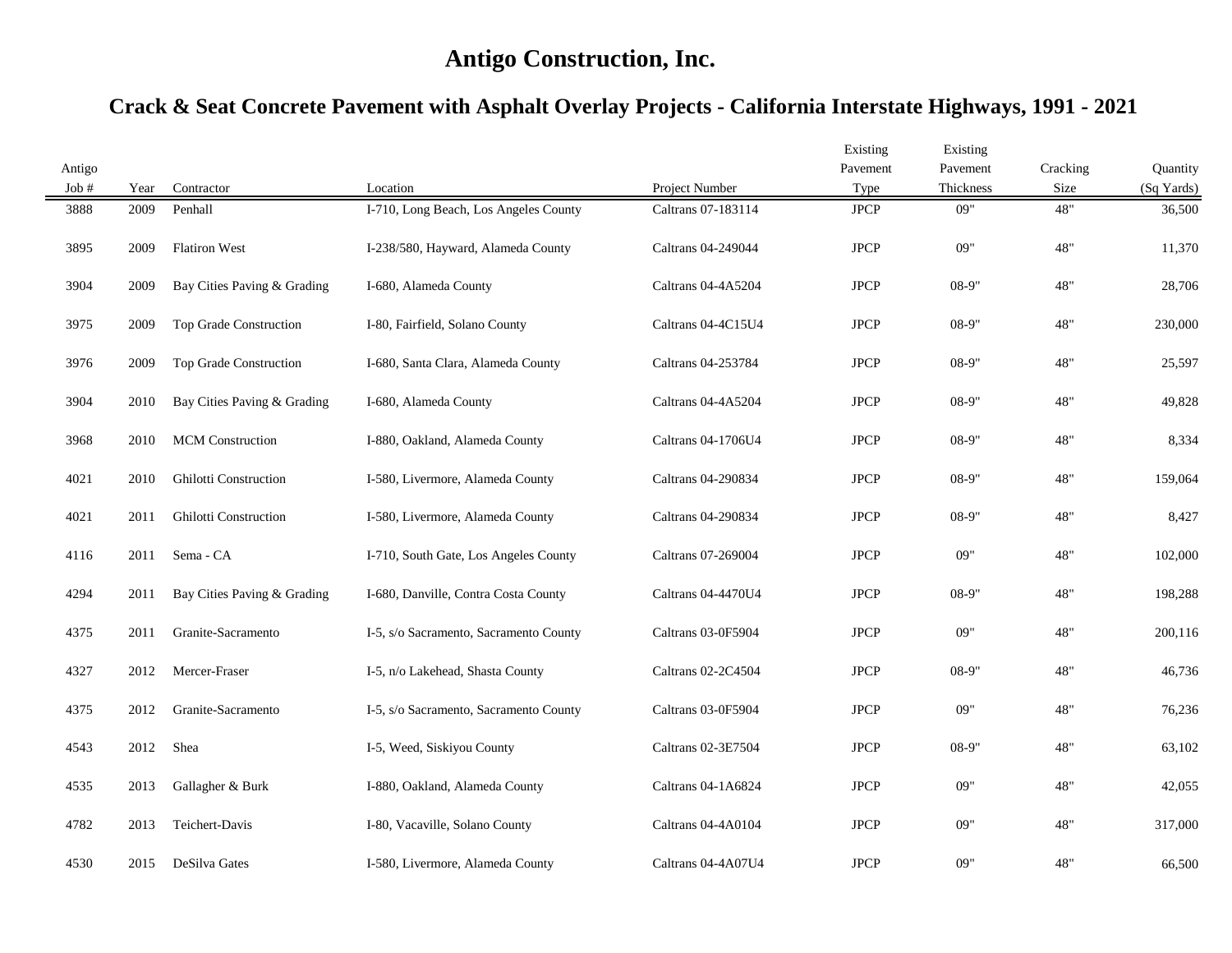# Antigo Construction, Inc.

## Crack & Seat Concrete Pavement with Asphalt Overlay Projects - California Interstate Highways, 1991 - 2021

| Antigo Job # | Year | Contractor | Location | Project Number | Existing Pavement Type | Existing Pavement Thickness | Cracking Size | Quantity (Sq Yards) |
|---|---|---|---|---|---|---|---|---|
| 3888 | 2009 | Penhall | I-710, Long Beach, Los Angeles County | Caltrans 07-183114 | JPCP | 09" | 48" | 36,500 |
| 3895 | 2009 | Flatiron West | I-238/580, Hayward, Alameda County | Caltrans 04-249044 | JPCP | 09" | 48" | 11,370 |
| 3904 | 2009 | Bay Cities Paving & Grading | I-680, Alameda County | Caltrans 04-4A5204 | JPCP | 08-9" | 48" | 28,706 |
| 3975 | 2009 | Top Grade Construction | I-80, Fairfield, Solano County | Caltrans 04-4C15U4 | JPCP | 08-9" | 48" | 230,000 |
| 3976 | 2009 | Top Grade Construction | I-680, Santa Clara, Alameda County | Caltrans 04-253784 | JPCP | 08-9" | 48" | 25,597 |
| 3904 | 2010 | Bay Cities Paving & Grading | I-680, Alameda County | Caltrans 04-4A5204 | JPCP | 08-9" | 48" | 49,828 |
| 3968 | 2010 | MCM Construction | I-880, Oakland, Alameda County | Caltrans 04-1706U4 | JPCP | 08-9" | 48" | 8,334 |
| 4021 | 2010 | Ghilotti Construction | I-580, Livermore, Alameda County | Caltrans 04-290834 | JPCP | 08-9" | 48" | 159,064 |
| 4021 | 2011 | Ghilotti Construction | I-580, Livermore, Alameda County | Caltrans 04-290834 | JPCP | 08-9" | 48" | 8,427 |
| 4116 | 2011 | Sema - CA | I-710, South Gate, Los Angeles County | Caltrans 07-269004 | JPCP | 09" | 48" | 102,000 |
| 4294 | 2011 | Bay Cities Paving & Grading | I-680, Danville, Contra Costa County | Caltrans 04-4470U4 | JPCP | 08-9" | 48" | 198,288 |
| 4375 | 2011 | Granite-Sacramento | I-5, s/o Sacramento, Sacramento County | Caltrans 03-0F5904 | JPCP | 09" | 48" | 200,116 |
| 4327 | 2012 | Mercer-Fraser | I-5, n/o Lakehead, Shasta County | Caltrans 02-2C4504 | JPCP | 08-9" | 48" | 46,736 |
| 4375 | 2012 | Granite-Sacramento | I-5, s/o Sacramento, Sacramento County | Caltrans 03-0F5904 | JPCP | 09" | 48" | 76,236 |
| 4543 | 2012 | Shea | I-5, Weed, Siskiyou County | Caltrans 02-3E7504 | JPCP | 08-9" | 48" | 63,102 |
| 4535 | 2013 | Gallagher & Burk | I-880, Oakland, Alameda County | Caltrans 04-1A6824 | JPCP | 09" | 48" | 42,055 |
| 4782 | 2013 | Teichert-Davis | I-80, Vacaville, Solano County | Caltrans 04-4A0104 | JPCP | 09" | 48" | 317,000 |
| 4530 | 2015 | DeSilva Gates | I-580, Livermore, Alameda County | Caltrans 04-4A07U4 | JPCP | 09" | 48" | 66,500 |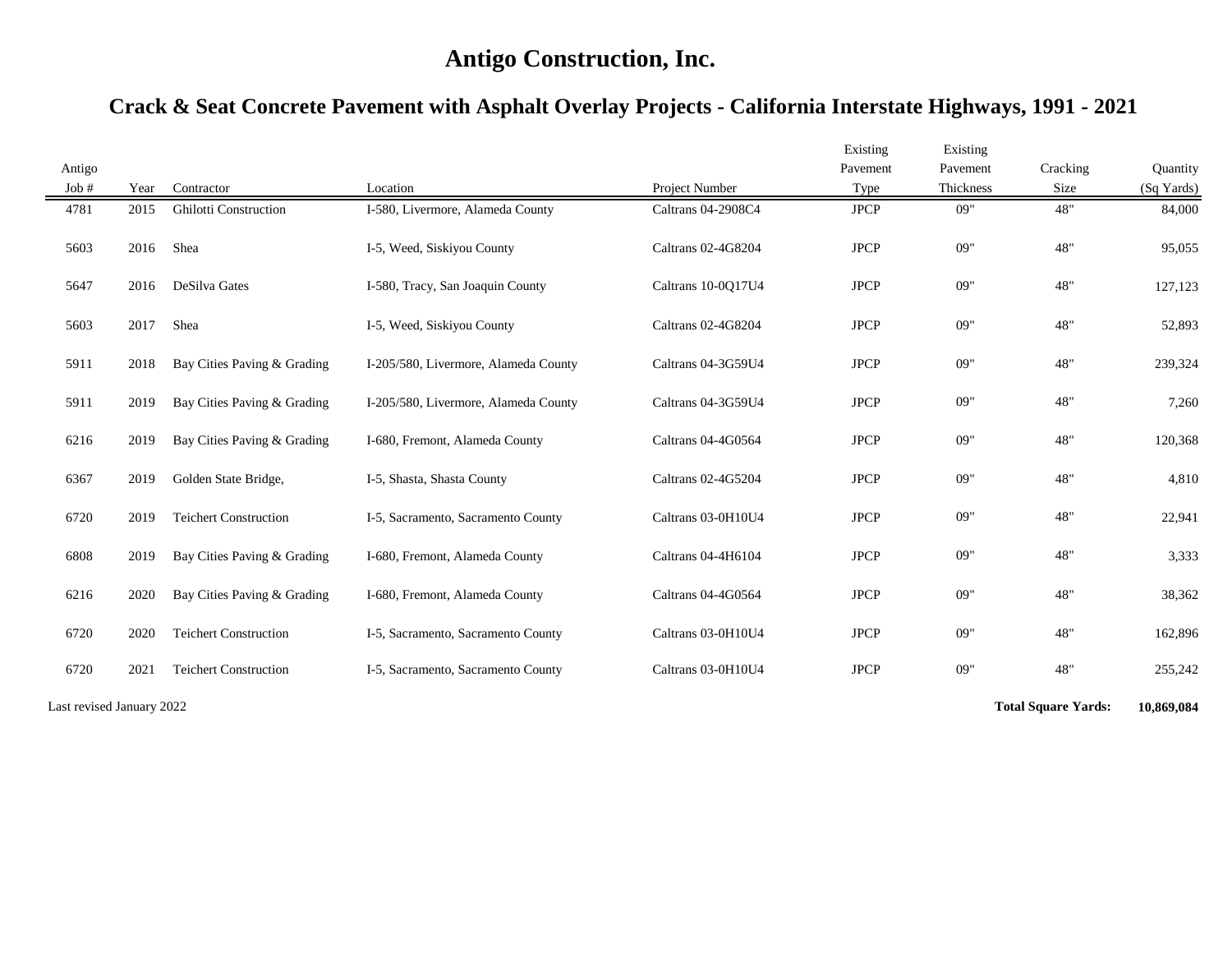# Antigo Construction, Inc.

## Crack & Seat Concrete Pavement with Asphalt Overlay Projects - California Interstate Highways, 1991 - 2021

| Antigo Job # | Year | Contractor | Location | Project Number | Existing Pavement Type | Existing Pavement Thickness | Cracking Size | Quantity (Sq Yards) |
|---|---|---|---|---|---|---|---|---|
| 4781 | 2015 | Ghilotti Construction | I-580, Livermore, Alameda County | Caltrans 04-2908C4 | JPCP | 09" | 48" | 84,000 |
| 5603 | 2016 | Shea | I-5, Weed, Siskiyou County | Caltrans 02-4G8204 | JPCP | 09" | 48" | 95,055 |
| 5647 | 2016 | DeSilva Gates | I-580, Tracy, San Joaquin County | Caltrans 10-0Q17U4 | JPCP | 09" | 48" | 127,123 |
| 5603 | 2017 | Shea | I-5, Weed, Siskiyou County | Caltrans 02-4G8204 | JPCP | 09" | 48" | 52,893 |
| 5911 | 2018 | Bay Cities Paving & Grading | I-205/580, Livermore, Alameda County | Caltrans 04-3G59U4 | JPCP | 09" | 48" | 239,324 |
| 5911 | 2019 | Bay Cities Paving & Grading | I-205/580, Livermore, Alameda County | Caltrans 04-3G59U4 | JPCP | 09" | 48" | 7,260 |
| 6216 | 2019 | Bay Cities Paving & Grading | I-680, Fremont, Alameda County | Caltrans 04-4G0564 | JPCP | 09" | 48" | 120,368 |
| 6367 | 2019 | Golden State Bridge, | I-5, Shasta, Shasta County | Caltrans 02-4G5204 | JPCP | 09" | 48" | 4,810 |
| 6720 | 2019 | Teichert Construction | I-5, Sacramento, Sacramento County | Caltrans 03-0H10U4 | JPCP | 09" | 48" | 22,941 |
| 6808 | 2019 | Bay Cities Paving & Grading | I-680, Fremont, Alameda County | Caltrans 04-4H6104 | JPCP | 09" | 48" | 3,333 |
| 6216 | 2020 | Bay Cities Paving & Grading | I-680, Fremont, Alameda County | Caltrans 04-4G0564 | JPCP | 09" | 48" | 38,362 |
| 6720 | 2020 | Teichert Construction | I-5, Sacramento, Sacramento County | Caltrans 03-0H10U4 | JPCP | 09" | 48" | 162,896 |
| 6720 | 2021 | Teichert Construction | I-5, Sacramento, Sacramento County | Caltrans 03-0H10U4 | JPCP | 09" | 48" | 255,242 |

Last revised January 2022

**Total Square Yards: 10,869,084**